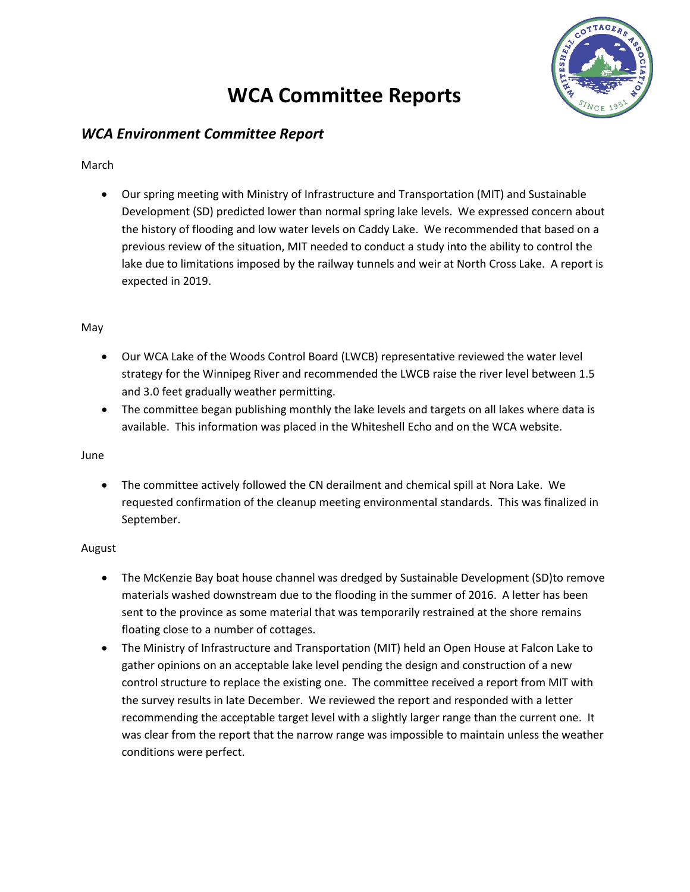# WCA Committee Reports

## *WCA Environment Committee Report*

March

- Our spring meeting with Ministry of Infrastructure and Transportation (MIT) and Sustainable Development (SD) predicted lower than normal spring lake levels. We expressed concern about the history of flooding and low water levels on Caddy Lake. We recommended that based on a previous review of the situation, MIT needed to conduct a study into the ability to control the lake due to limitations imposed by the railway tunnels and weir at North Cross Lake. A report is expected in 2019.

May

- Our WCA Lake of the Woods Control Board (LWCB) representative reviewed the water level strategy for the Winnipeg River and recommended the LWCB raise the river level between 1.5 and 3.0 feet gradually weather permitting.
- The committee began publishing monthly the lake levels and targets on all lakes where data is available. This information was placed in the Whiteshell Echo and on the WCA website.

June

- The committee actively followed the CN derailment and chemical spill at Nora Lake. We requested confirmation of the cleanup meeting environmental standards. This was finalized in September.

August

- The McKenzie Bay boat house channel was dredged by Sustainable Development (SD)to remove materials washed downstream due to the flooding in the summer of 2016. A letter has been sent to the province as some material that was temporarily restrained at the shore remains floating close to a number of cottages.
- The Ministry of Infrastructure and Transportation (MIT) held an Open House at Falcon Lake to gather opinions on an acceptable lake level pending the design and construction of a new control structure to replace the existing one. The committee received a report from MIT with the survey results in late December. We reviewed the report and responded with a letter recommending the acceptable target level with a slightly larger range than the current one. It was clear from the report that the narrow range was impossible to maintain unless the weather conditions were perfect.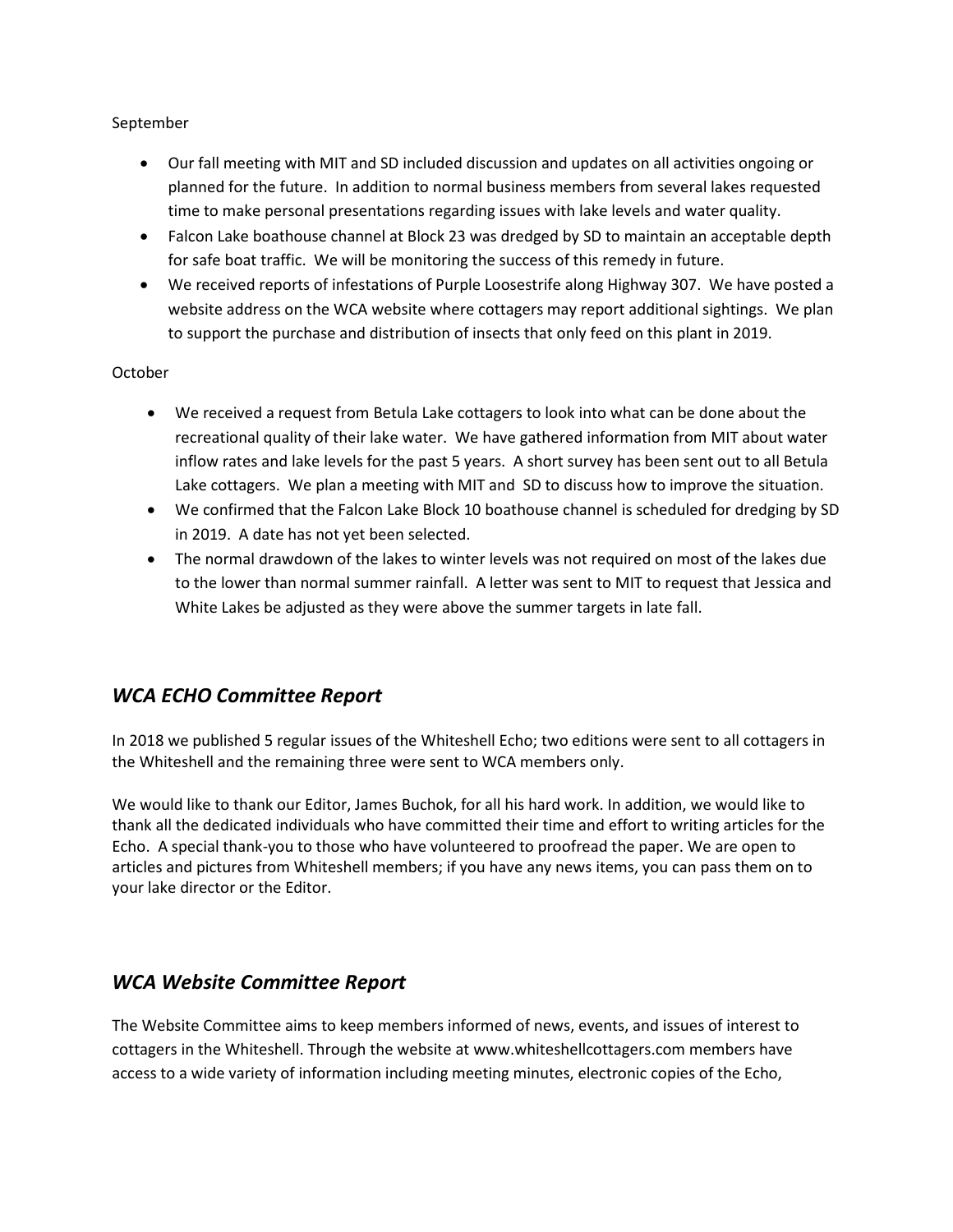September

- Our fall meeting with MIT and SD included discussion and updates on all activities ongoing or planned for the future. In addition to normal business members from several lakes requested time to make personal presentations regarding issues with lake levels and water quality.
- Falcon Lake boathouse channel at Block 23 was dredged by SD to maintain an acceptable depth for safe boat traffic. We will be monitoring the success of this remedy in future.
- We received reports of infestations of Purple Loosestrife along Highway 307. We have posted a website address on the WCA website where cottagers may report additional sightings. We plan to support the purchase and distribution of insects that only feed on this plant in 2019.

October

- We received a request from Betula Lake cottagers to look into what can be done about the recreational quality of their lake water. We have gathered information from MIT about water inflow rates and lake levels for the past 5 years. A short survey has been sent out to all Betula Lake cottagers. We plan a meeting with MIT and SD to discuss how to improve the situation.
- We confirmed that the Falcon Lake Block 10 boathouse channel is scheduled for dredging by SD in 2019. A date has not yet been selected.
- The normal drawdown of the lakes to winter levels was not required on most of the lakes due to the lower than normal summer rainfall. A letter was sent to MIT to request that Jessica and White Lakes be adjusted as they were above the summer targets in late fall.

## *WCA ECHO Committee Report*

In 2018 we published 5 regular issues of the Whiteshell Echo; two editions were sent to all cottagers in the Whiteshell and the remaining three were sent to WCA members only.

We would like to thank our Editor, James Buchok, for all his hard work. In addition, we would like to thank all the dedicated individuals who have committed their time and effort to writing articles for the Echo. A special thank-you to those who have volunteered to proofread the paper. We are open to articles and pictures from Whiteshell members; if you have any news items, you can pass them on to your lake director or the Editor.

## *WCA Website Committee Report*

The Website Committee aims to keep members informed of news, events, and issues of interest to cottagers in the Whiteshell. Through the website at www.whiteshellcottagers.com members have access to a wide variety of information including meeting minutes, electronic copies of the Echo,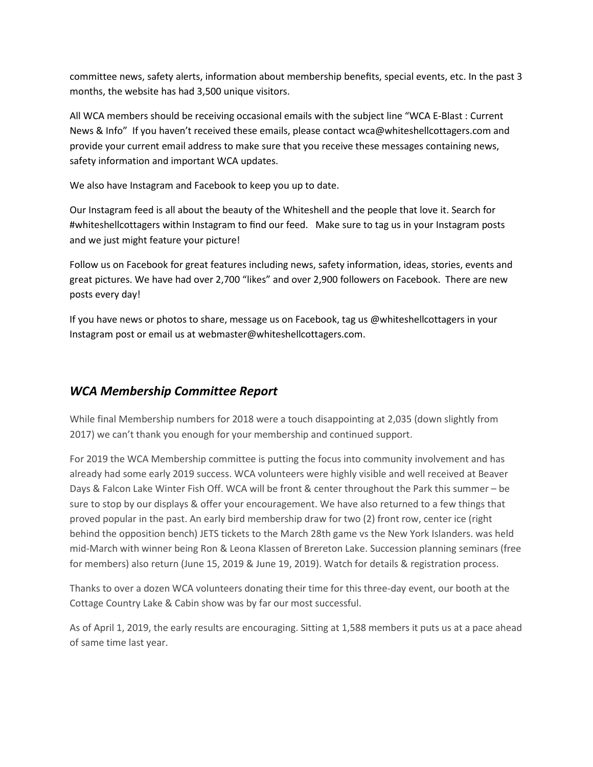committee news, safety alerts, information about membership benefits, special events, etc. In the past 3 months, the website has had 3,500 unique visitors.

All WCA members should be receiving occasional emails with the subject line "WCA E-Blast : Current News & Info" If you haven't received these emails, please contact wca@whiteshellcottagers.com and provide your current email address to make sure that you receive these messages containing news, safety information and important WCA updates.

We also have Instagram and Facebook to keep you up to date.

Our Instagram feed is all about the beauty of the Whiteshell and the people that love it. Search for #whiteshellcottagers within Instagram to find our feed. Make sure to tag us in your Instagram posts and we just might feature your picture!

Follow us on Facebook for great features including news, safety information, ideas, stories, events and great pictures. We have had over 2,700 "likes" and over 2,900 followers on Facebook. There are new posts every day!

If you have news or photos to share, message us on Facebook, tag us @whiteshellcottagers in your Instagram post or email us at webmaster@whiteshellcottagers.com.

## *WCA Membership Committee Report*

While final Membership numbers for 2018 were a touch disappointing at 2,035 (down slightly from 2017) we can't thank you enough for your membership and continued support.

For 2019 the WCA Membership committee is putting the focus into community involvement and has already had some early 2019 success. WCA volunteers were highly visible and well received at Beaver Days & Falcon Lake Winter Fish Off. WCA will be front & center throughout the Park this summer – be sure to stop by our displays & offer your encouragement. We have also returned to a few things that proved popular in the past. An early bird membership draw for two (2) front row, center ice (right behind the opposition bench) JETS tickets to the March 28th game vs the New York Islanders. was held mid-March with winner being Ron & Leona Klassen of Brereton Lake. Succession planning seminars (free for members) also return (June 15, 2019 & June 19, 2019). Watch for details & registration process.

Thanks to over a dozen WCA volunteers donating their time for this three-day event, our booth at the Cottage Country Lake & Cabin show was by far our most successful.

As of April 1, 2019, the early results are encouraging. Sitting at 1,588 members it puts us at a pace ahead of same time last year.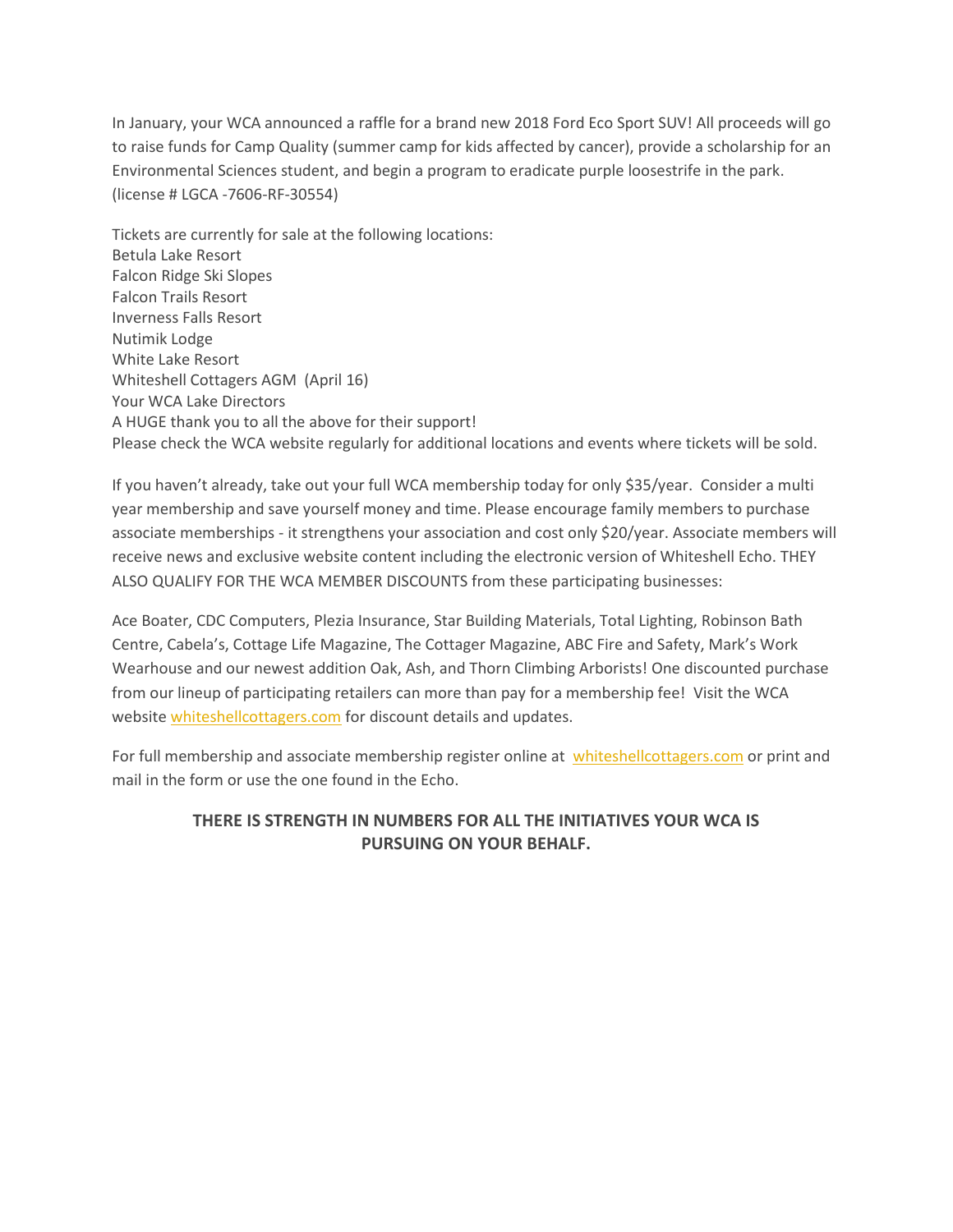In January, your WCA announced a raffle for a brand new 2018 Ford Eco Sport SUV! All proceeds will go to raise funds for Camp Quality (summer camp for kids affected by cancer), provide a scholarship for an Environmental Sciences student, and begin a program to eradicate purple loosestrife in the park. (license # LGCA -7606-RF-30554)

Tickets are currently for sale at the following locations:
Betula Lake Resort
Falcon Ridge Ski Slopes
Falcon Trails Resort
Inverness Falls Resort
Nutimik Lodge
White Lake Resort
Whiteshell Cottagers AGM (April 16)
Your WCA Lake Directors
A HUGE thank you to all the above for their support!
Please check the WCA website regularly for additional locations and events where tickets will be sold.

If you haven't already, take out your full WCA membership today for only $35/year. Consider a multi year membership and save yourself money and time. Please encourage family members to purchase associate memberships - it strengthens your association and cost only $20/year. Associate members will receive news and exclusive website content including the electronic version of Whiteshell Echo. THEY ALSO QUALIFY FOR THE WCA MEMBER DISCOUNTS from these participating businesses:

Ace Boater, CDC Computers, Plezia Insurance, Star Building Materials, Total Lighting, Robinson Bath Centre, Cabela's, Cottage Life Magazine, The Cottager Magazine, ABC Fire and Safety, Mark's Work Wearhouse and our newest addition Oak, Ash, and Thorn Climbing Arborists! One discounted purchase from our lineup of participating retailers can more than pay for a membership fee! Visit the WCA website whiteshellcottagers.com for discount details and updates.

For full membership and associate membership register online at whiteshellcottagers.com or print and mail in the form or use the one found in the Echo.

**THERE IS STRENGTH IN NUMBERS FOR ALL THE INITIATIVES YOUR WCA IS PURSUING ON YOUR BEHALF.**